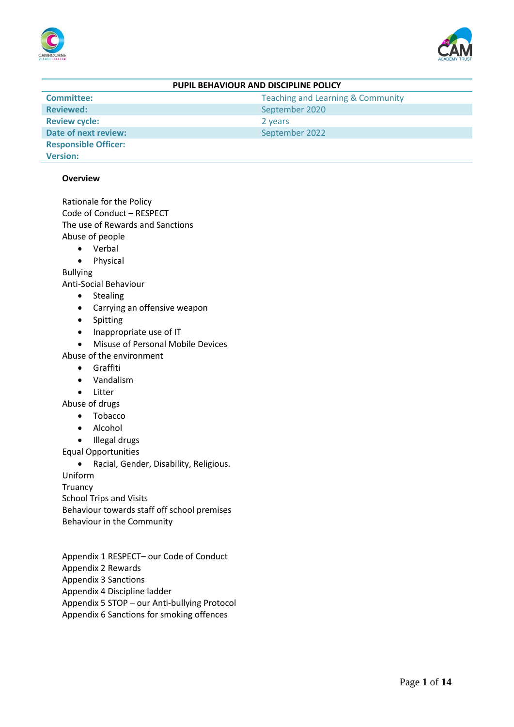# PUPIL BEHAVIOUR AND DISCIPLINE POLICY

| | |
|---|---|
| **Committee:** | Teaching and Learning & Community |
| **Reviewed:** | September 2020 |
| **Review cycle:** | 2 years |
| **Date of next review:** | September 2022 |
| **Responsible Officer:** | |
| **Version:** | |

**Overview**

Rationale for the Policy
Code of Conduct – RESPECT
The use of Rewards and Sanctions
Abuse of people

- Verbal
- Physical

Bullying
Anti-Social Behaviour

- Stealing
- Carrying an offensive weapon
- Spitting
- Inappropriate use of IT
- Misuse of Personal Mobile Devices

Abuse of the environment

- Graffiti
- Vandalism
- Litter

Abuse of drugs

- Tobacco
- Alcohol
- Illegal drugs

Equal Opportunities

- Racial, Gender, Disability, Religious.

Uniform
Truancy
School Trips and Visits
Behaviour towards staff off school premises
Behaviour in the Community

Appendix 1 RESPECT– our Code of Conduct
Appendix 2 Rewards
Appendix 3 Sanctions
Appendix 4 Discipline ladder
Appendix 5 STOP – our Anti-bullying Protocol
Appendix 6 Sanctions for smoking offences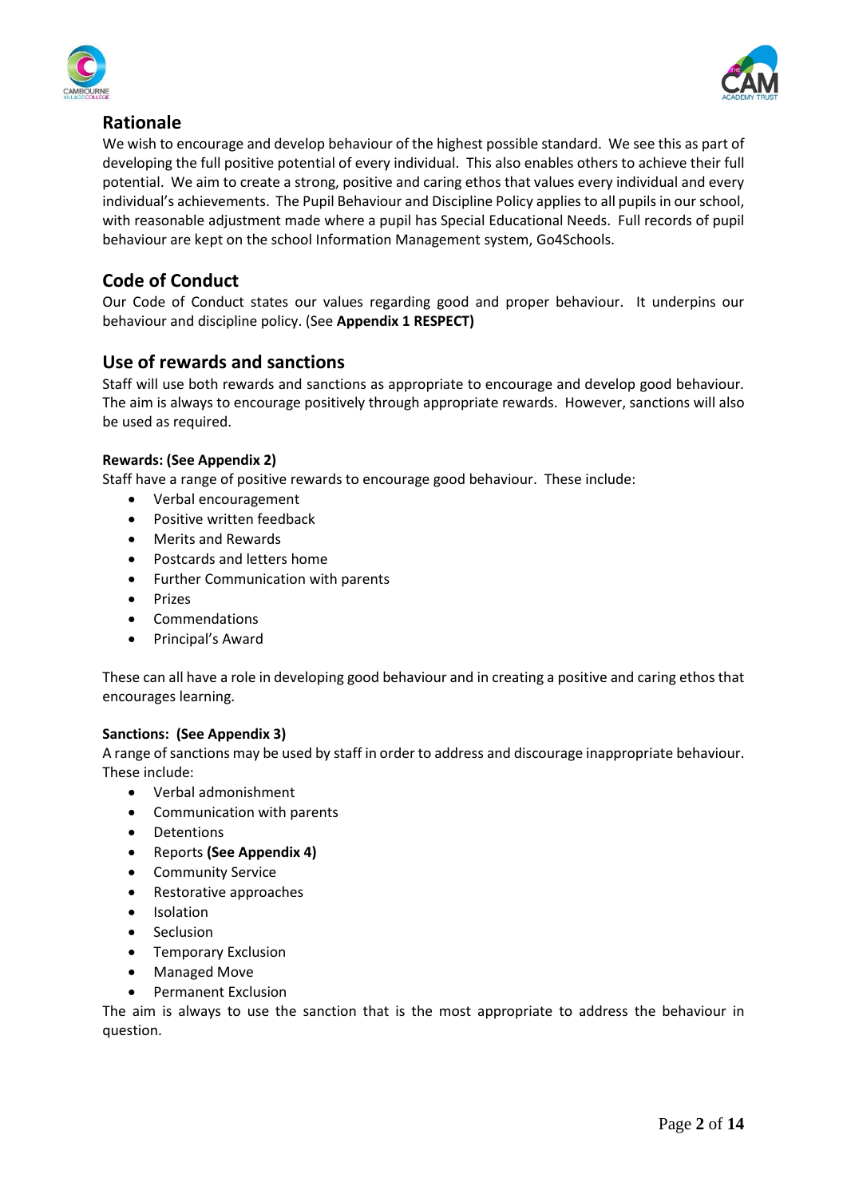## Rationale

We wish to encourage and develop behaviour of the highest possible standard. We see this as part of developing the full positive potential of every individual. This also enables others to achieve their full potential. We aim to create a strong, positive and caring ethos that values every individual and every individual's achievements. The Pupil Behaviour and Discipline Policy applies to all pupils in our school, with reasonable adjustment made where a pupil has Special Educational Needs. Full records of pupil behaviour are kept on the school Information Management system, Go4Schools.

## Code of Conduct

Our Code of Conduct states our values regarding good and proper behaviour. It underpins our behaviour and discipline policy. (See **Appendix 1 RESPECT)**

## Use of rewards and sanctions

Staff will use both rewards and sanctions as appropriate to encourage and develop good behaviour. The aim is always to encourage positively through appropriate rewards. However, sanctions will also be used as required.

**Rewards: (See Appendix 2)**

Staff have a range of positive rewards to encourage good behaviour. These include:

- Verbal encouragement
- Positive written feedback
- Merits and Rewards
- Postcards and letters home
- Further Communication with parents
- Prizes
- Commendations
- Principal's Award

These can all have a role in developing good behaviour and in creating a positive and caring ethos that encourages learning.

**Sanctions: (See Appendix 3)**

A range of sanctions may be used by staff in order to address and discourage inappropriate behaviour. These include:

- Verbal admonishment
- Communication with parents
- Detentions
- Reports **(See Appendix 4)**
- Community Service
- Restorative approaches
- Isolation
- Seclusion
- Temporary Exclusion
- Managed Move
- Permanent Exclusion

The aim is always to use the sanction that is the most appropriate to address the behaviour in question.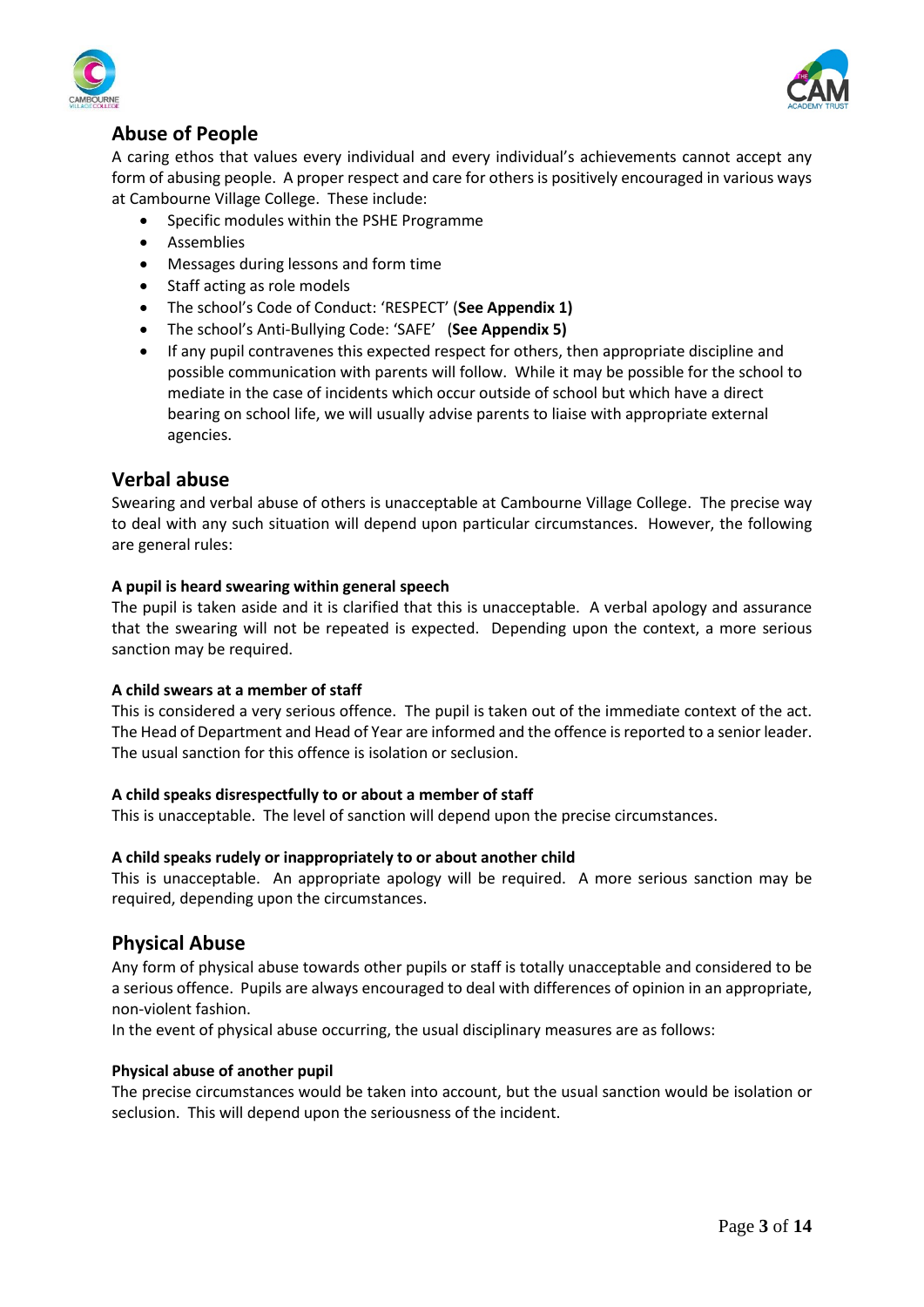## Abuse of People

A caring ethos that values every individual and every individual's achievements cannot accept any form of abusing people. A proper respect and care for others is positively encouraged in various ways at Cambourne Village College. These include:

- Specific modules within the PSHE Programme
- Assemblies
- Messages during lessons and form time
- Staff acting as role models
- The school's Code of Conduct: 'RESPECT' (**See Appendix 1)**
- The school's Anti-Bullying Code: 'SAFE' (**See Appendix 5)**
- If any pupil contravenes this expected respect for others, then appropriate discipline and possible communication with parents will follow. While it may be possible for the school to mediate in the case of incidents which occur outside of school but which have a direct bearing on school life, we will usually advise parents to liaise with appropriate external agencies.

## Verbal abuse

Swearing and verbal abuse of others is unacceptable at Cambourne Village College. The precise way to deal with any such situation will depend upon particular circumstances. However, the following are general rules:

**A pupil is heard swearing within general speech**

The pupil is taken aside and it is clarified that this is unacceptable. A verbal apology and assurance that the swearing will not be repeated is expected. Depending upon the context, a more serious sanction may be required.

**A child swears at a member of staff**

This is considered a very serious offence. The pupil is taken out of the immediate context of the act. The Head of Department and Head of Year are informed and the offence is reported to a senior leader. The usual sanction for this offence is isolation or seclusion.

**A child speaks disrespectfully to or about a member of staff**

This is unacceptable. The level of sanction will depend upon the precise circumstances.

**A child speaks rudely or inappropriately to or about another child**

This is unacceptable. An appropriate apology will be required. A more serious sanction may be required, depending upon the circumstances.

## Physical Abuse

Any form of physical abuse towards other pupils or staff is totally unacceptable and considered to be a serious offence. Pupils are always encouraged to deal with differences of opinion in an appropriate, non-violent fashion.

In the event of physical abuse occurring, the usual disciplinary measures are as follows:

**Physical abuse of another pupil**

The precise circumstances would be taken into account, but the usual sanction would be isolation or seclusion. This will depend upon the seriousness of the incident.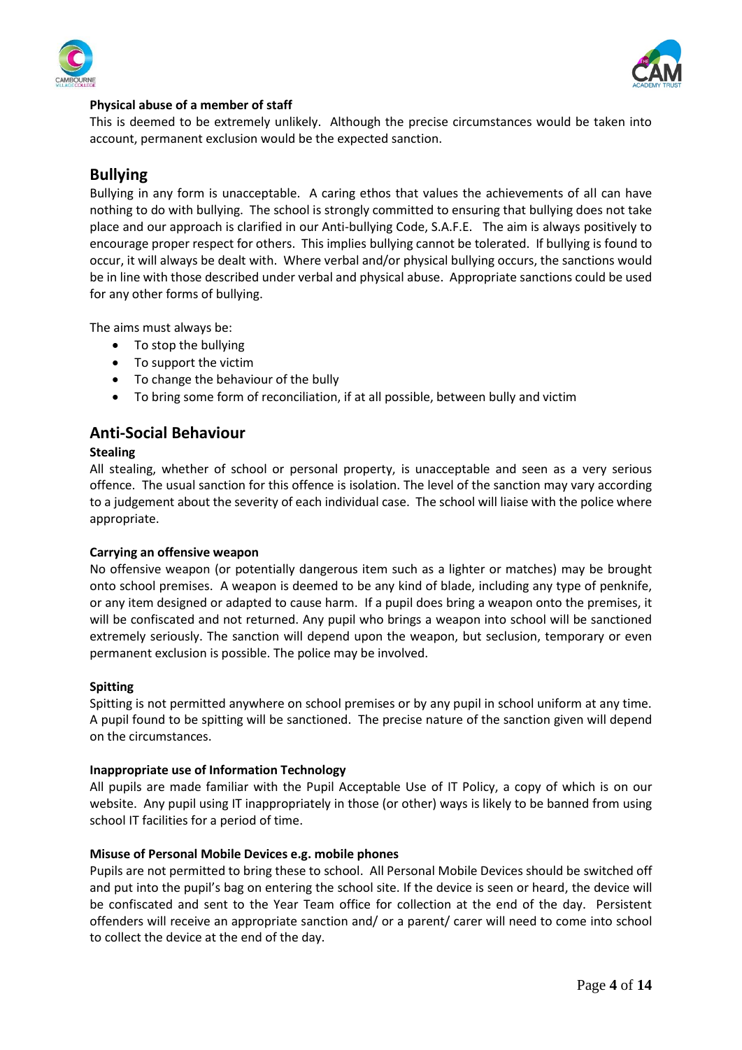**Physical abuse of a member of staff**

This is deemed to be extremely unlikely. Although the precise circumstances would be taken into account, permanent exclusion would be the expected sanction.

## Bullying

Bullying in any form is unacceptable. A caring ethos that values the achievements of all can have nothing to do with bullying. The school is strongly committed to ensuring that bullying does not take place and our approach is clarified in our Anti-bullying Code, S.A.F.E. The aim is always positively to encourage proper respect for others. This implies bullying cannot be tolerated. If bullying is found to occur, it will always be dealt with. Where verbal and/or physical bullying occurs, the sanctions would be in line with those described under verbal and physical abuse. Appropriate sanctions could be used for any other forms of bullying.

The aims must always be:

- To stop the bullying
- To support the victim
- To change the behaviour of the bully
- To bring some form of reconciliation, if at all possible, between bully and victim

## Anti-Social Behaviour

**Stealing**

All stealing, whether of school or personal property, is unacceptable and seen as a very serious offence. The usual sanction for this offence is isolation. The level of the sanction may vary according to a judgement about the severity of each individual case. The school will liaise with the police where appropriate.

**Carrying an offensive weapon**

No offensive weapon (or potentially dangerous item such as a lighter or matches) may be brought onto school premises. A weapon is deemed to be any kind of blade, including any type of penknife, or any item designed or adapted to cause harm. If a pupil does bring a weapon onto the premises, it will be confiscated and not returned. Any pupil who brings a weapon into school will be sanctioned extremely seriously. The sanction will depend upon the weapon, but seclusion, temporary or even permanent exclusion is possible. The police may be involved.

**Spitting**

Spitting is not permitted anywhere on school premises or by any pupil in school uniform at any time. A pupil found to be spitting will be sanctioned. The precise nature of the sanction given will depend on the circumstances.

**Inappropriate use of Information Technology**

All pupils are made familiar with the Pupil Acceptable Use of IT Policy, a copy of which is on our website. Any pupil using IT inappropriately in those (or other) ways is likely to be banned from using school IT facilities for a period of time.

**Misuse of Personal Mobile Devices e.g. mobile phones**

Pupils are not permitted to bring these to school. All Personal Mobile Devices should be switched off and put into the pupil's bag on entering the school site. If the device is seen or heard, the device will be confiscated and sent to the Year Team office for collection at the end of the day. Persistent offenders will receive an appropriate sanction and/ or a parent/ carer will need to come into school to collect the device at the end of the day.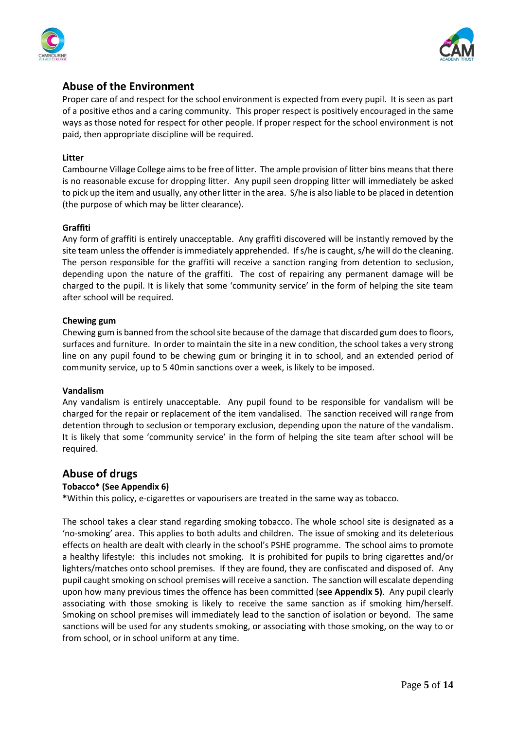## Abuse of the Environment

Proper care of and respect for the school environment is expected from every pupil. It is seen as part of a positive ethos and a caring community. This proper respect is positively encouraged in the same ways as those noted for respect for other people. If proper respect for the school environment is not paid, then appropriate discipline will be required.

### Litter

Cambourne Village College aims to be free of litter. The ample provision of litter bins means that there is no reasonable excuse for dropping litter. Any pupil seen dropping litter will immediately be asked to pick up the item and usually, any other litter in the area. S/he is also liable to be placed in detention (the purpose of which may be litter clearance).

### Graffiti

Any form of graffiti is entirely unacceptable. Any graffiti discovered will be instantly removed by the site team unless the offender is immediately apprehended. If s/he is caught, s/he will do the cleaning. The person responsible for the graffiti will receive a sanction ranging from detention to seclusion, depending upon the nature of the graffiti. The cost of repairing any permanent damage will be charged to the pupil. It is likely that some 'community service' in the form of helping the site team after school will be required.

### Chewing gum

Chewing gum is banned from the school site because of the damage that discarded gum does to floors, surfaces and furniture. In order to maintain the site in a new condition, the school takes a very strong line on any pupil found to be chewing gum or bringing it in to school, and an extended period of community service, up to 5 40min sanctions over a week, is likely to be imposed.

### Vandalism

Any vandalism is entirely unacceptable. Any pupil found to be responsible for vandalism will be charged for the repair or replacement of the item vandalised. The sanction received will range from detention through to seclusion or temporary exclusion, depending upon the nature of the vandalism. It is likely that some 'community service' in the form of helping the site team after school will be required.

## Abuse of drugs

### Tobacco* (See Appendix 6)

***Within this policy, e-cigarettes or vapourisers are treated in the same way as tobacco.

The school takes a clear stand regarding smoking tobacco. The whole school site is designated as a 'no-smoking' area. This applies to both adults and children. The issue of smoking and its deleterious effects on health are dealt with clearly in the school's PSHE programme. The school aims to promote a healthy lifestyle: this includes not smoking. It is prohibited for pupils to bring cigarettes and/or lighters/matches onto school premises. If they are found, they are confiscated and disposed of. Any pupil caught smoking on school premises will receive a sanction. The sanction will escalate depending upon how many previous times the offence has been committed (**see Appendix 5)**. Any pupil clearly associating with those smoking is likely to receive the same sanction as if smoking him/herself. Smoking on school premises will immediately lead to the sanction of isolation or beyond. The same sanctions will be used for any students smoking, or associating with those smoking, on the way to or from school, or in school uniform at any time.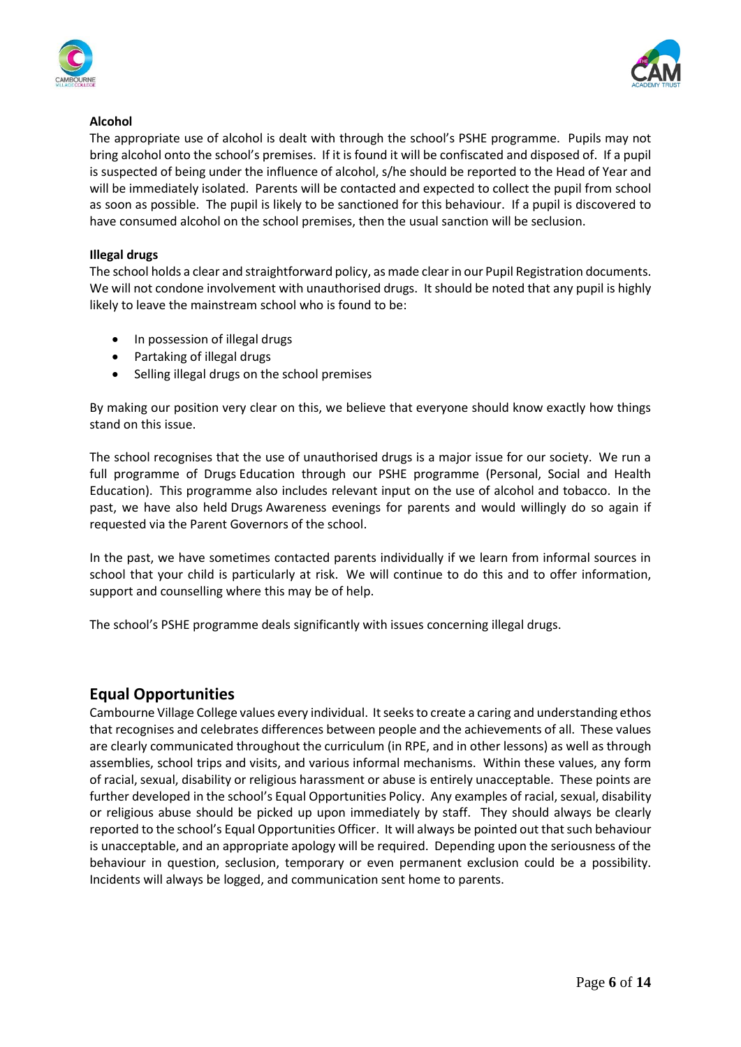**Alcohol**

The appropriate use of alcohol is dealt with through the school's PSHE programme. Pupils may not bring alcohol onto the school's premises. If it is found it will be confiscated and disposed of. If a pupil is suspected of being under the influence of alcohol, s/he should be reported to the Head of Year and will be immediately isolated. Parents will be contacted and expected to collect the pupil from school as soon as possible. The pupil is likely to be sanctioned for this behaviour. If a pupil is discovered to have consumed alcohol on the school premises, then the usual sanction will be seclusion.

**Illegal drugs**

The school holds a clear and straightforward policy, as made clear in our Pupil Registration documents. We will not condone involvement with unauthorised drugs. It should be noted that any pupil is highly likely to leave the mainstream school who is found to be:

- In possession of illegal drugs
- Partaking of illegal drugs
- Selling illegal drugs on the school premises

By making our position very clear on this, we believe that everyone should know exactly how things stand on this issue.

The school recognises that the use of unauthorised drugs is a major issue for our society. We run a full programme of Drugs Education through our PSHE programme (Personal, Social and Health Education). This programme also includes relevant input on the use of alcohol and tobacco. In the past, we have also held Drugs Awareness evenings for parents and would willingly do so again if requested via the Parent Governors of the school.

In the past, we have sometimes contacted parents individually if we learn from informal sources in school that your child is particularly at risk. We will continue to do this and to offer information, support and counselling where this may be of help.

The school's PSHE programme deals significantly with issues concerning illegal drugs.

## Equal Opportunities

Cambourne Village College values every individual. It seeks to create a caring and understanding ethos that recognises and celebrates differences between people and the achievements of all. These values are clearly communicated throughout the curriculum (in RPE, and in other lessons) as well as through assemblies, school trips and visits, and various informal mechanisms. Within these values, any form of racial, sexual, disability or religious harassment or abuse is entirely unacceptable. These points are further developed in the school's Equal Opportunities Policy. Any examples of racial, sexual, disability or religious abuse should be picked up upon immediately by staff. They should always be clearly reported to the school's Equal Opportunities Officer. It will always be pointed out that such behaviour is unacceptable, and an appropriate apology will be required. Depending upon the seriousness of the behaviour in question, seclusion, temporary or even permanent exclusion could be a possibility. Incidents will always be logged, and communication sent home to parents.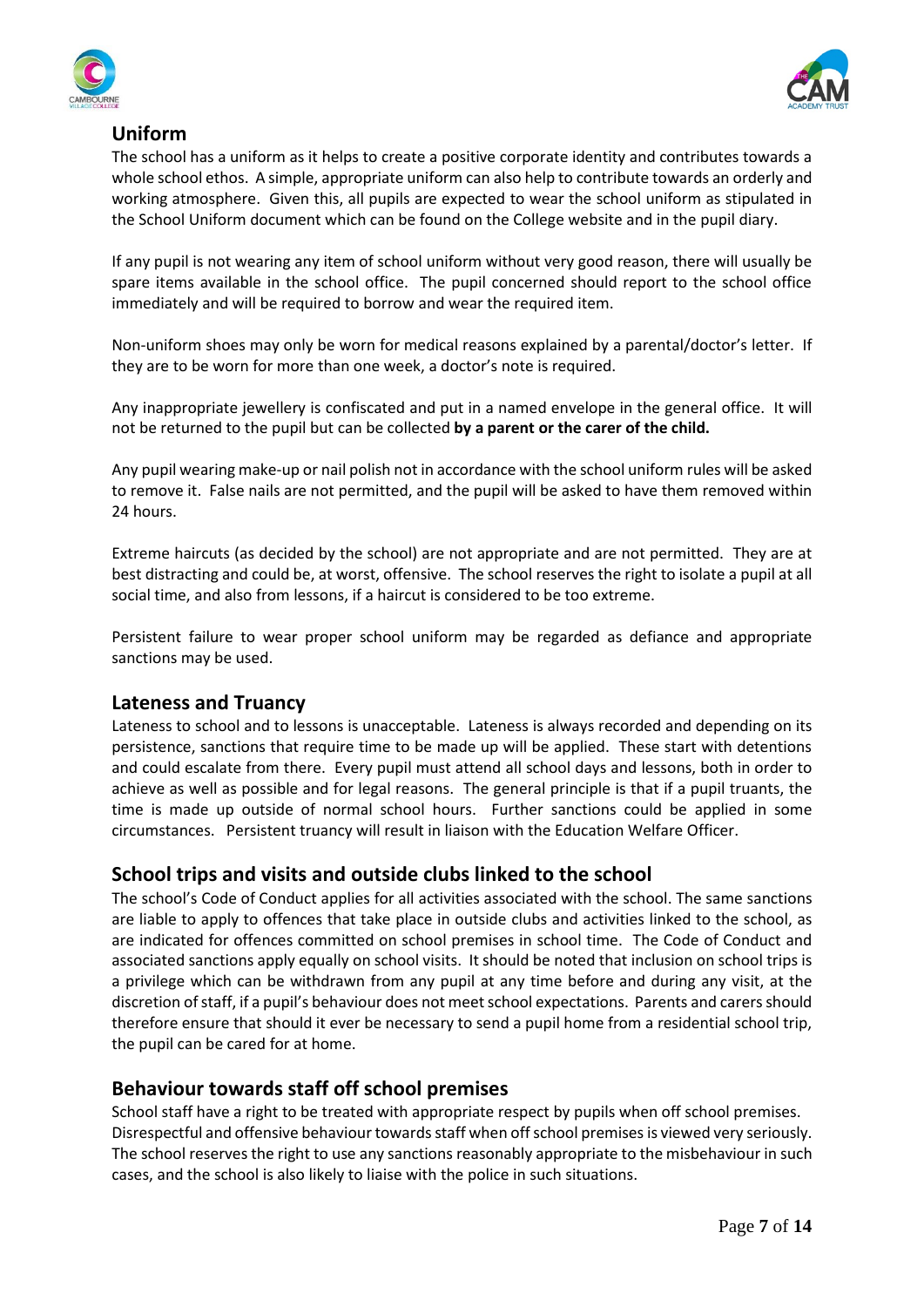## Uniform

The school has a uniform as it helps to create a positive corporate identity and contributes towards a whole school ethos. A simple, appropriate uniform can also help to contribute towards an orderly and working atmosphere. Given this, all pupils are expected to wear the school uniform as stipulated in the School Uniform document which can be found on the College website and in the pupil diary.

If any pupil is not wearing any item of school uniform without very good reason, there will usually be spare items available in the school office. The pupil concerned should report to the school office immediately and will be required to borrow and wear the required item.

Non-uniform shoes may only be worn for medical reasons explained by a parental/doctor's letter. If they are to be worn for more than one week, a doctor's note is required.

Any inappropriate jewellery is confiscated and put in a named envelope in the general office. It will not be returned to the pupil but can be collected **by a parent or the carer of the child.**

Any pupil wearing make-up or nail polish not in accordance with the school uniform rules will be asked to remove it. False nails are not permitted, and the pupil will be asked to have them removed within 24 hours.

Extreme haircuts (as decided by the school) are not appropriate and are not permitted. They are at best distracting and could be, at worst, offensive. The school reserves the right to isolate a pupil at all social time, and also from lessons, if a haircut is considered to be too extreme.

Persistent failure to wear proper school uniform may be regarded as defiance and appropriate sanctions may be used.

## Lateness and Truancy

Lateness to school and to lessons is unacceptable. Lateness is always recorded and depending on its persistence, sanctions that require time to be made up will be applied. These start with detentions and could escalate from there. Every pupil must attend all school days and lessons, both in order to achieve as well as possible and for legal reasons. The general principle is that if a pupil truants, the time is made up outside of normal school hours. Further sanctions could be applied in some circumstances. Persistent truancy will result in liaison with the Education Welfare Officer.

## School trips and visits and outside clubs linked to the school

The school's Code of Conduct applies for all activities associated with the school. The same sanctions are liable to apply to offences that take place in outside clubs and activities linked to the school, as are indicated for offences committed on school premises in school time. The Code of Conduct and associated sanctions apply equally on school visits. It should be noted that inclusion on school trips is a privilege which can be withdrawn from any pupil at any time before and during any visit, at the discretion of staff, if a pupil's behaviour does not meet school expectations. Parents and carers should therefore ensure that should it ever be necessary to send a pupil home from a residential school trip, the pupil can be cared for at home.

## Behaviour towards staff off school premises

School staff have a right to be treated with appropriate respect by pupils when off school premises. Disrespectful and offensive behaviour towards staff when off school premises is viewed very seriously. The school reserves the right to use any sanctions reasonably appropriate to the misbehaviour in such cases, and the school is also likely to liaise with the police in such situations.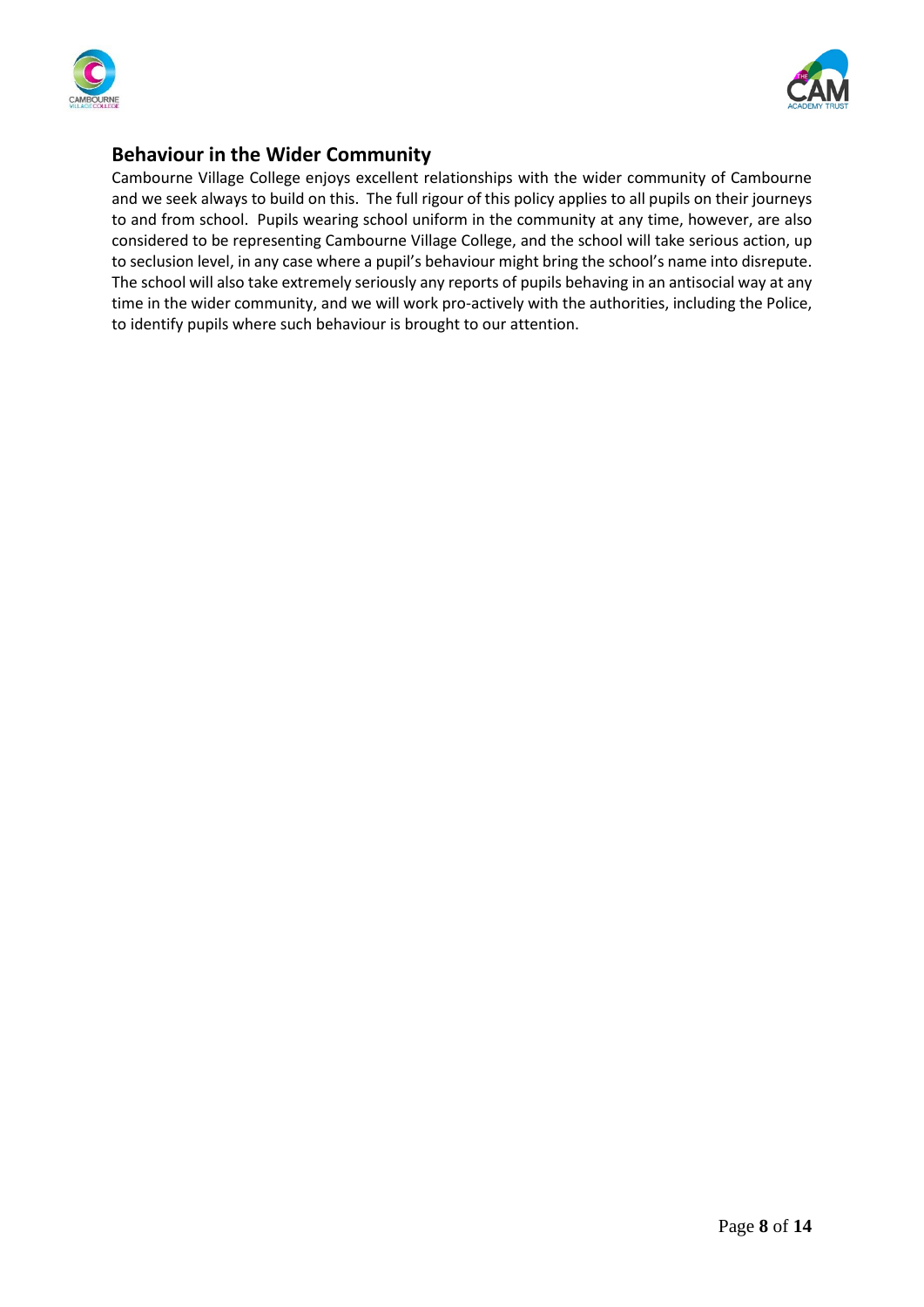## Behaviour in the Wider Community

Cambourne Village College enjoys excellent relationships with the wider community of Cambourne and we seek always to build on this. The full rigour of this policy applies to all pupils on their journeys to and from school. Pupils wearing school uniform in the community at any time, however, are also considered to be representing Cambourne Village College, and the school will take serious action, up to seclusion level, in any case where a pupil's behaviour might bring the school's name into disrepute. The school will also take extremely seriously any reports of pupils behaving in an antisocial way at any time in the wider community, and we will work pro-actively with the authorities, including the Police, to identify pupils where such behaviour is brought to our attention.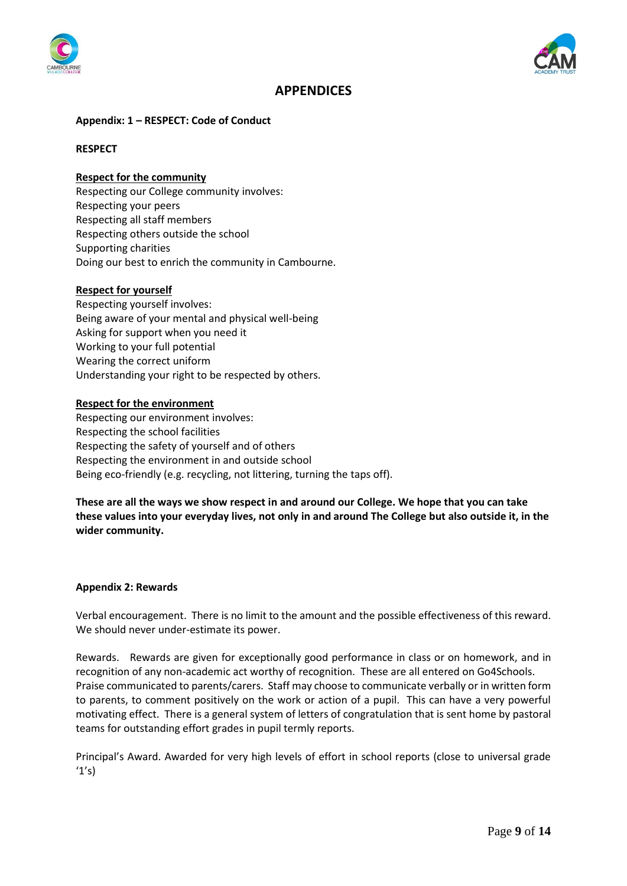# APPENDICES

**Appendix: 1 – RESPECT: Code of Conduct**

**RESPECT**

**Respect for the community**

Respecting our College community involves:
Respecting your peers
Respecting all staff members
Respecting others outside the school
Supporting charities
Doing our best to enrich the community in Cambourne.

**Respect for yourself**

Respecting yourself involves:
Being aware of your mental and physical well-being
Asking for support when you need it
Working to your full potential
Wearing the correct uniform
Understanding your right to be respected by others.

**Respect for the environment**

Respecting our environment involves:
Respecting the school facilities
Respecting the safety of yourself and of others
Respecting the environment in and outside school
Being eco-friendly (e.g. recycling, not littering, turning the taps off).

**These are all the ways we show respect in and around our College. We hope that you can take these values into your everyday lives, not only in and around The College but also outside it, in the wider community.**

**Appendix 2: Rewards**

Verbal encouragement. There is no limit to the amount and the possible effectiveness of this reward. We should never under-estimate its power.

Rewards. Rewards are given for exceptionally good performance in class or on homework, and in recognition of any non-academic act worthy of recognition. These are all entered on Go4Schools.
Praise communicated to parents/carers. Staff may choose to communicate verbally or in written form to parents, to comment positively on the work or action of a pupil. This can have a very powerful motivating effect. There is a general system of letters of congratulation that is sent home by pastoral teams for outstanding effort grades in pupil termly reports.

Principal's Award. Awarded for very high levels of effort in school reports (close to universal grade '1's)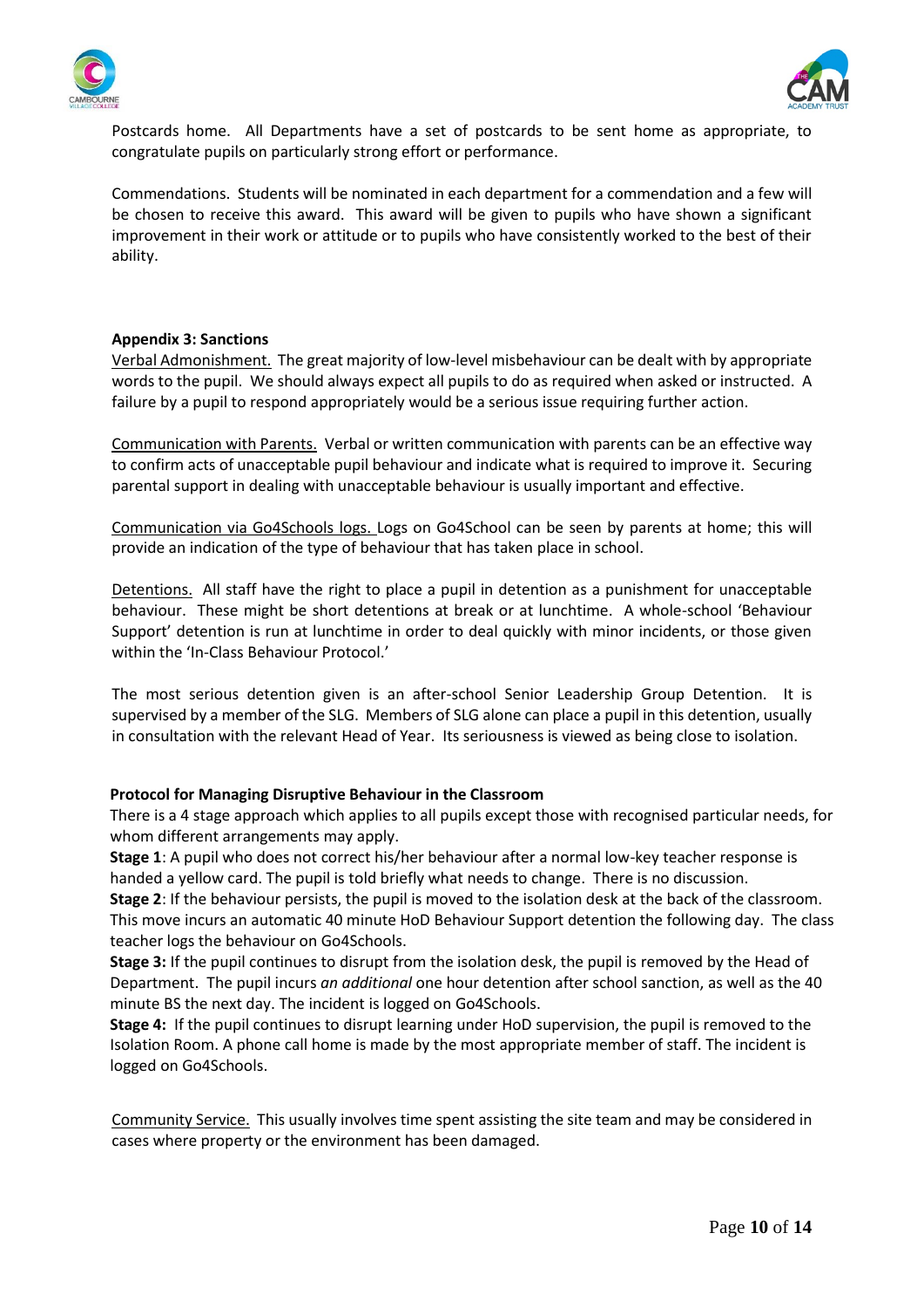Postcards home. All Departments have a set of postcards to be sent home as appropriate, to congratulate pupils on particularly strong effort or performance.

Commendations. Students will be nominated in each department for a commendation and a few will be chosen to receive this award. This award will be given to pupils who have shown a significant improvement in their work or attitude or to pupils who have consistently worked to the best of their ability.

**Appendix 3: Sanctions**

Verbal Admonishment. The great majority of low-level misbehaviour can be dealt with by appropriate words to the pupil. We should always expect all pupils to do as required when asked or instructed. A failure by a pupil to respond appropriately would be a serious issue requiring further action.

Communication with Parents. Verbal or written communication with parents can be an effective way to confirm acts of unacceptable pupil behaviour and indicate what is required to improve it. Securing parental support in dealing with unacceptable behaviour is usually important and effective.

Communication via Go4Schools logs. Logs on Go4School can be seen by parents at home; this will provide an indication of the type of behaviour that has taken place in school.

Detentions. All staff have the right to place a pupil in detention as a punishment for unacceptable behaviour. These might be short detentions at break or at lunchtime. A whole-school 'Behaviour Support' detention is run at lunchtime in order to deal quickly with minor incidents, or those given within the 'In-Class Behaviour Protocol.'

The most serious detention given is an after-school Senior Leadership Group Detention. It is supervised by a member of the SLG. Members of SLG alone can place a pupil in this detention, usually in consultation with the relevant Head of Year. Its seriousness is viewed as being close to isolation.

**Protocol for Managing Disruptive Behaviour in the Classroom**

There is a 4 stage approach which applies to all pupils except those with recognised particular needs, for whom different arrangements may apply.

**Stage 1**: A pupil who does not correct his/her behaviour after a normal low-key teacher response is handed a yellow card. The pupil is told briefly what needs to change. There is no discussion.

**Stage 2**: If the behaviour persists, the pupil is moved to the isolation desk at the back of the classroom. This move incurs an automatic 40 minute HoD Behaviour Support detention the following day. The class teacher logs the behaviour on Go4Schools.

**Stage 3:** If the pupil continues to disrupt from the isolation desk, the pupil is removed by the Head of Department. The pupil incurs *an additional* one hour detention after school sanction, as well as the 40 minute BS the next day. The incident is logged on Go4Schools.

**Stage 4:** If the pupil continues to disrupt learning under HoD supervision, the pupil is removed to the Isolation Room. A phone call home is made by the most appropriate member of staff. The incident is logged on Go4Schools.

Community Service. This usually involves time spent assisting the site team and may be considered in cases where property or the environment has been damaged.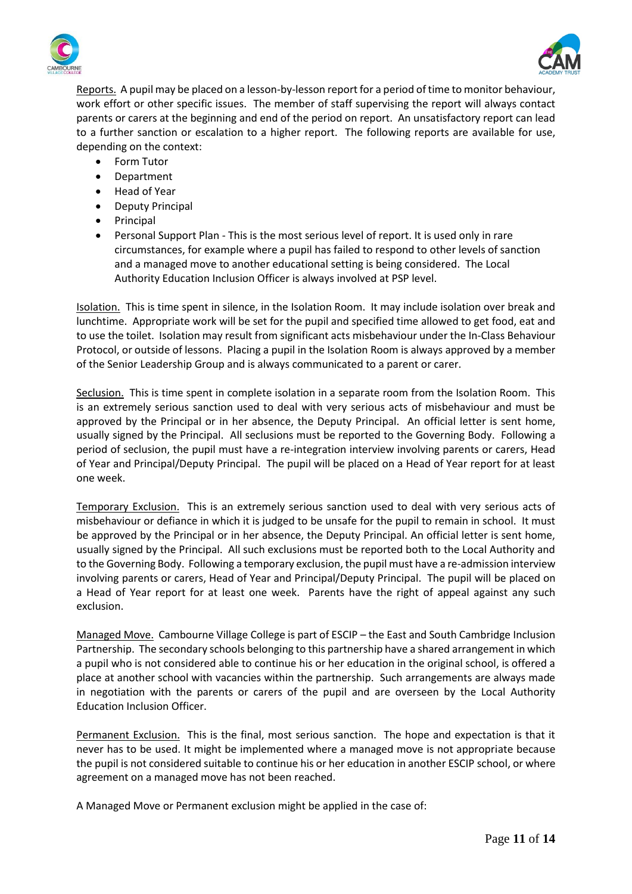Reports. A pupil may be placed on a lesson-by-lesson report for a period of time to monitor behaviour, work effort or other specific issues. The member of staff supervising the report will always contact parents or carers at the beginning and end of the period on report. An unsatisfactory report can lead to a further sanction or escalation to a higher report. The following reports are available for use, depending on the context:

- Form Tutor
- Department
- Head of Year
- Deputy Principal
- Principal
- Personal Support Plan - This is the most serious level of report. It is used only in rare circumstances, for example where a pupil has failed to respond to other levels of sanction and a managed move to another educational setting is being considered. The Local Authority Education Inclusion Officer is always involved at PSP level.

Isolation. This is time spent in silence, in the Isolation Room. It may include isolation over break and lunchtime. Appropriate work will be set for the pupil and specified time allowed to get food, eat and to use the toilet. Isolation may result from significant acts misbehaviour under the In-Class Behaviour Protocol, or outside of lessons. Placing a pupil in the Isolation Room is always approved by a member of the Senior Leadership Group and is always communicated to a parent or carer.

Seclusion. This is time spent in complete isolation in a separate room from the Isolation Room. This is an extremely serious sanction used to deal with very serious acts of misbehaviour and must be approved by the Principal or in her absence, the Deputy Principal. An official letter is sent home, usually signed by the Principal. All seclusions must be reported to the Governing Body. Following a period of seclusion, the pupil must have a re-integration interview involving parents or carers, Head of Year and Principal/Deputy Principal. The pupil will be placed on a Head of Year report for at least one week.

Temporary Exclusion. This is an extremely serious sanction used to deal with very serious acts of misbehaviour or defiance in which it is judged to be unsafe for the pupil to remain in school. It must be approved by the Principal or in her absence, the Deputy Principal. An official letter is sent home, usually signed by the Principal. All such exclusions must be reported both to the Local Authority and to the Governing Body. Following a temporary exclusion, the pupil must have a re-admission interview involving parents or carers, Head of Year and Principal/Deputy Principal. The pupil will be placed on a Head of Year report for at least one week. Parents have the right of appeal against any such exclusion.

Managed Move. Cambourne Village College is part of ESCIP – the East and South Cambridge Inclusion Partnership. The secondary schools belonging to this partnership have a shared arrangement in which a pupil who is not considered able to continue his or her education in the original school, is offered a place at another school with vacancies within the partnership. Such arrangements are always made in negotiation with the parents or carers of the pupil and are overseen by the Local Authority Education Inclusion Officer.

Permanent Exclusion. This is the final, most serious sanction. The hope and expectation is that it never has to be used. It might be implemented where a managed move is not appropriate because the pupil is not considered suitable to continue his or her education in another ESCIP school, or where agreement on a managed move has not been reached.

A Managed Move or Permanent exclusion might be applied in the case of: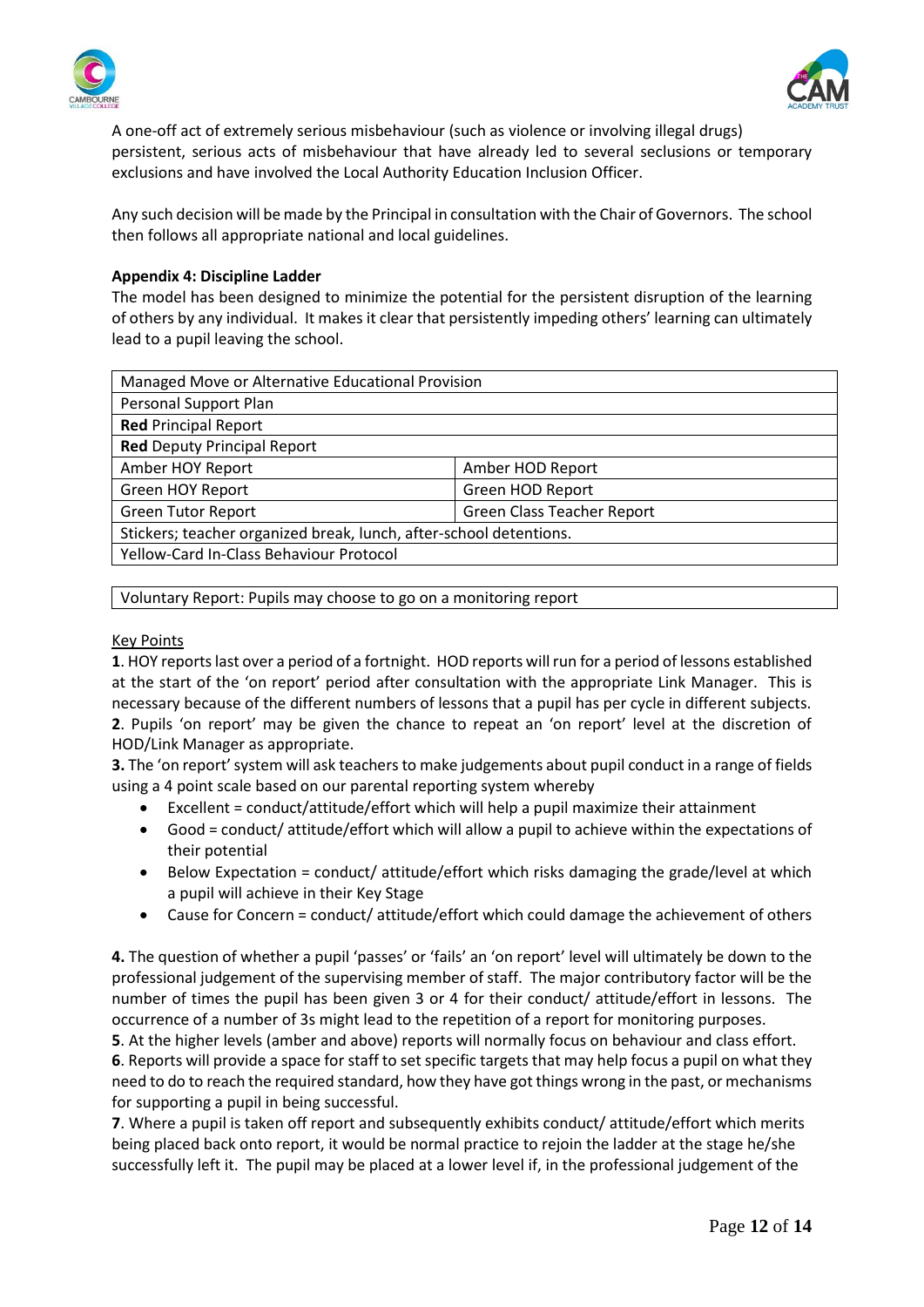A one-off act of extremely serious misbehaviour (such as violence or involving illegal drugs) persistent, serious acts of misbehaviour that have already led to several seclusions or temporary exclusions and have involved the Local Authority Education Inclusion Officer.

Any such decision will be made by the Principal in consultation with the Chair of Governors. The school then follows all appropriate national and local guidelines.

**Appendix 4: Discipline Ladder**

The model has been designed to minimize the potential for the persistent disruption of the learning of others by any individual. It makes it clear that persistently impeding others' learning can ultimately lead to a pupil leaving the school.

| Managed Move or Alternative Educational Provision | |
|---|---|
| Personal Support Plan | |
| **Red** Principal Report | |
| **Red** Deputy Principal Report | |
| Amber HOY Report | Amber HOD Report |
| Green HOY Report | Green HOD Report |
| Green Tutor Report | Green Class Teacher Report |
| Stickers; teacher organized break, lunch, after-school detentions. | |
| Yellow-Card In-Class Behaviour Protocol | |

| Voluntary Report: Pupils may choose to go on a monitoring report |
|---|

Key Points

**1**. HOY reports last over a period of a fortnight. HOD reports will run for a period of lessons established at the start of the 'on report' period after consultation with the appropriate Link Manager. This is necessary because of the different numbers of lessons that a pupil has per cycle in different subjects.

**2**. Pupils 'on report' may be given the chance to repeat an 'on report' level at the discretion of HOD/Link Manager as appropriate.

**3.** The 'on report' system will ask teachers to make judgements about pupil conduct in a range of fields using a 4 point scale based on our parental reporting system whereby

- Excellent = conduct/attitude/effort which will help a pupil maximize their attainment
- Good = conduct/ attitude/effort which will allow a pupil to achieve within the expectations of their potential
- Below Expectation = conduct/ attitude/effort which risks damaging the grade/level at which a pupil will achieve in their Key Stage
- Cause for Concern = conduct/ attitude/effort which could damage the achievement of others

**4.** The question of whether a pupil 'passes' or 'fails' an 'on report' level will ultimately be down to the professional judgement of the supervising member of staff. The major contributory factor will be the number of times the pupil has been given 3 or 4 for their conduct/ attitude/effort in lessons. The occurrence of a number of 3s might lead to the repetition of a report for monitoring purposes.

**5**. At the higher levels (amber and above) reports will normally focus on behaviour and class effort.

**6**. Reports will provide a space for staff to set specific targets that may help focus a pupil on what they need to do to reach the required standard, how they have got things wrong in the past, or mechanisms for supporting a pupil in being successful.

**7**. Where a pupil is taken off report and subsequently exhibits conduct/ attitude/effort which merits being placed back onto report, it would be normal practice to rejoin the ladder at the stage he/she successfully left it. The pupil may be placed at a lower level if, in the professional judgement of the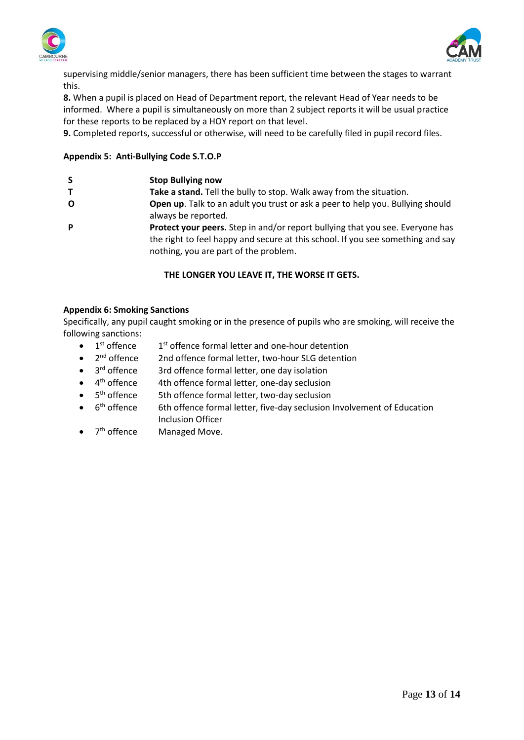supervising middle/senior managers, there has been sufficient time between the stages to warrant this.

**8.** When a pupil is placed on Head of Department report, the relevant Head of Year needs to be informed. Where a pupil is simultaneously on more than 2 subject reports it will be usual practice for these reports to be replaced by a HOY report on that level.

**9.** Completed reports, successful or otherwise, will need to be carefully filed in pupil record files.

### Appendix 5: Anti-Bullying Code S.T.O.P

| | |
|---|---|
| **S** | **Stop Bullying now** |
| **T** | **Take a stand.** Tell the bully to stop. Walk away from the situation. |
| **O** | **Open up**. Talk to an adult you trust or ask a peer to help you. Bullying should always be reported. |
| **P** | **Protect your peers.** Step in and/or report bullying that you see. Everyone has the right to feel happy and secure at this school. If you see something and say nothing, you are part of the problem. |

**THE LONGER YOU LEAVE IT, THE WORSE IT GETS.**

### Appendix 6: Smoking Sanctions

Specifically, any pupil caught smoking or in the presence of pupils who are smoking, will receive the following sanctions:

- 1st offence — 1st offence formal letter and one-hour detention
- 2nd offence — 2nd offence formal letter, two-hour SLG detention
- 3rd offence — 3rd offence formal letter, one day isolation
- 4th offence — 4th offence formal letter, one-day seclusion
- 5th offence — 5th offence formal letter, two-day seclusion
- 6th offence — 6th offence formal letter, five-day seclusion Involvement of Education Inclusion Officer
- 7th offence — Managed Move.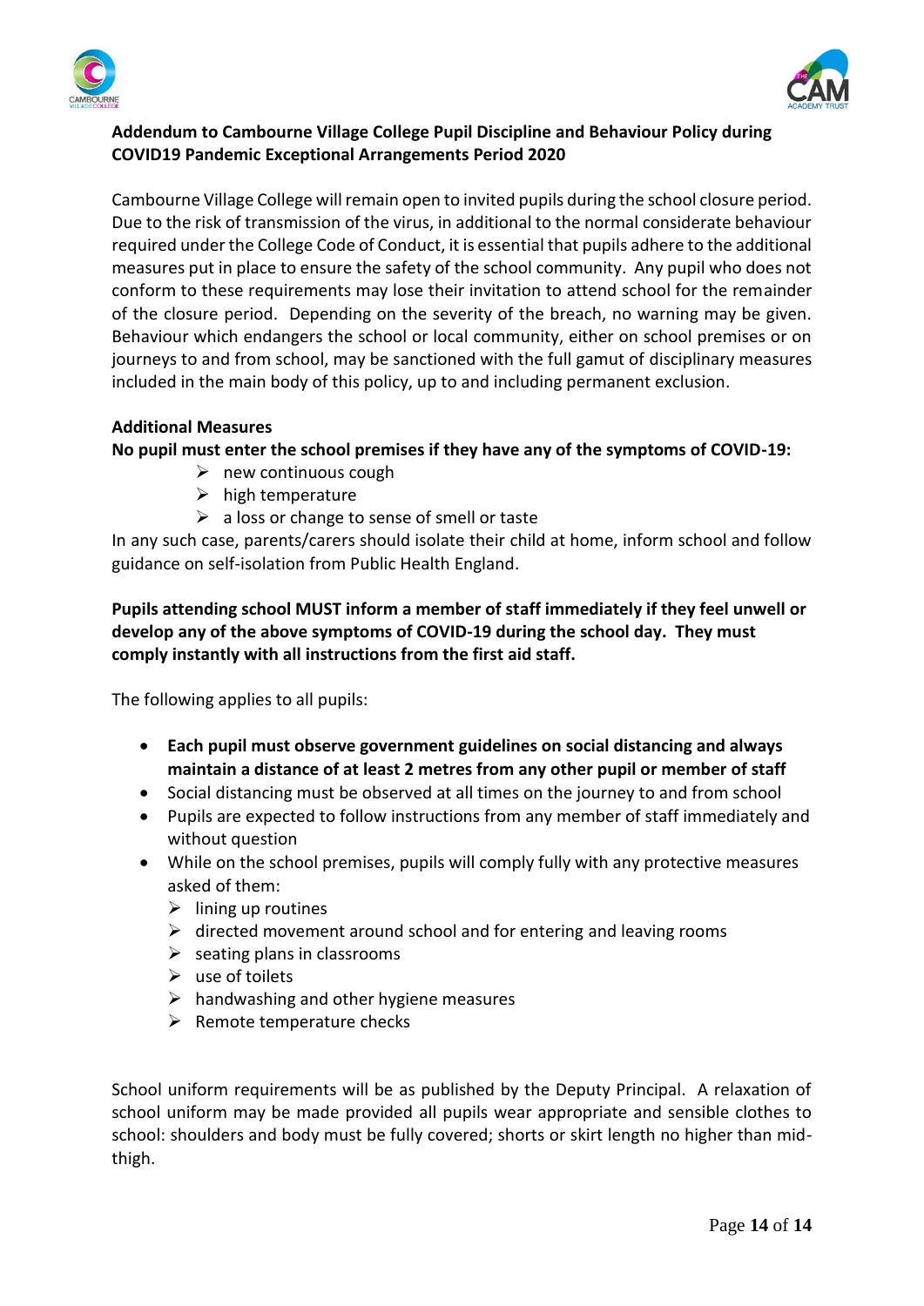**Addendum to Cambourne Village College Pupil Discipline and Behaviour Policy during COVID19 Pandemic Exceptional Arrangements Period 2020**

Cambourne Village College will remain open to invited pupils during the school closure period. Due to the risk of transmission of the virus, in additional to the normal considerate behaviour required under the College Code of Conduct, it is essential that pupils adhere to the additional measures put in place to ensure the safety of the school community. Any pupil who does not conform to these requirements may lose their invitation to attend school for the remainder of the closure period. Depending on the severity of the breach, no warning may be given. Behaviour which endangers the school or local community, either on school premises or on journeys to and from school, may be sanctioned with the full gamut of disciplinary measures included in the main body of this policy, up to and including permanent exclusion.

**Additional Measures**

**No pupil must enter the school premises if they have any of the symptoms of COVID-19:**

- new continuous cough
- high temperature
- a loss or change to sense of smell or taste

In any such case, parents/carers should isolate their child at home, inform school and follow guidance on self-isolation from Public Health England.

**Pupils attending school MUST inform a member of staff immediately if they feel unwell or develop any of the above symptoms of COVID-19 during the school day. They must comply instantly with all instructions from the first aid staff.**

The following applies to all pupils:

- **Each pupil must observe government guidelines on social distancing and always maintain a distance of at least 2 metres from any other pupil or member of staff**
- Social distancing must be observed at all times on the journey to and from school
- Pupils are expected to follow instructions from any member of staff immediately and without question
- While on the school premises, pupils will comply fully with any protective measures asked of them:
  - lining up routines
  - directed movement around school and for entering and leaving rooms
  - seating plans in classrooms
  - use of toilets
  - handwashing and other hygiene measures
  - Remote temperature checks

School uniform requirements will be as published by the Deputy Principal. A relaxation of school uniform may be made provided all pupils wear appropriate and sensible clothes to school: shoulders and body must be fully covered; shorts or skirt length no higher than mid-thigh.